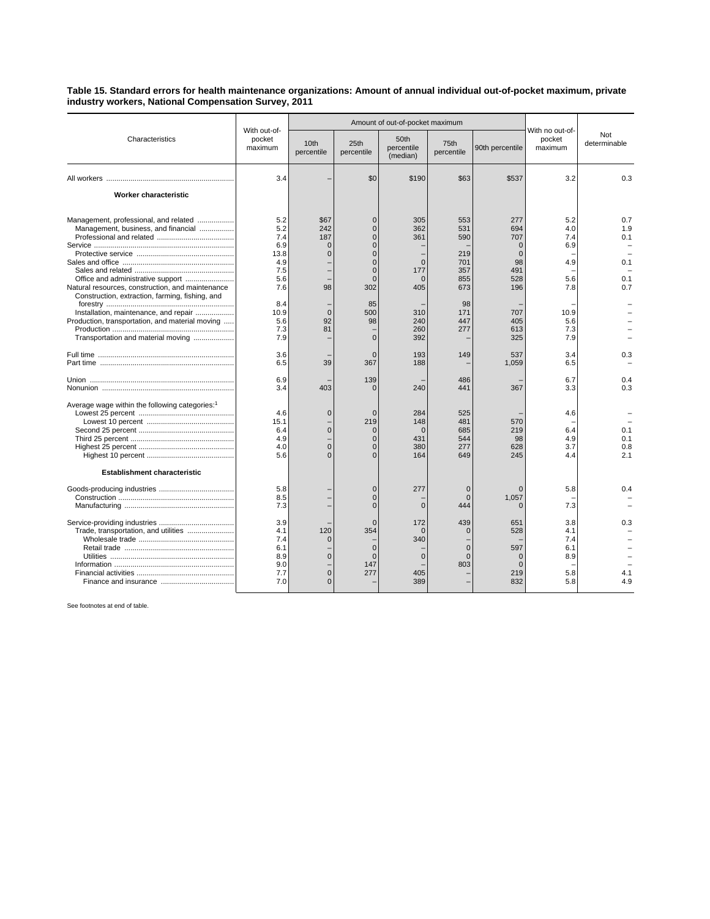**Table 15. Standard errors for health maintenance organizations: Amount of annual individual out-of-pocket maximum, private industry workers, National Compensation Survey, 2011**

| Characteristics | With out-of-pocket maximum | Amount of out-of-pocket maximum | | | | | With no out-of-pocket maximum | Not determinable |
|---|---|---|---|---|---|---|---|---|
| | | 10th percentile | 25th percentile | 50th percentile (median) | 75th percentile | 90th percentile | | |
| All workers | 3.4 | – | $0 | $190 | $63 | $537 | 3.2 | 0.3 |
| **Worker characteristic** | | | | | | | | |
| Management, professional, and related | 5.2 | $67 | 0 | 305 | 553 | 277 | 5.2 | 0.7 |
| Management, business, and financial | 5.2 | 242 | 0 | 362 | 531 | 694 | 4.0 | 1.9 |
| Professional and related | 7.4 | 187 | 0 | 361 | 590 | 707 | 7.4 | 0.1 |
| Service | 6.9 | 0 | 0 | – | – | 0 | 6.9 | – |
| Protective service | 13.8 | 0 | 0 | – | 219 | 0 | – | – |
| Sales and office | 4.9 | – | 0 | 0 | 701 | 98 | 4.9 | 0.1 |
| Sales and related | 7.5 | – | 0 | 177 | 357 | 491 | – | – |
| Office and administrative support | 5.6 | – | 0 | 0 | 855 | 528 | 5.6 | 0.1 |
| Natural resources, construction, and maintenance | 7.6 | 98 | 302 | 405 | 673 | 196 | 7.8 | 0.7 |
| Construction, extraction, farming, fishing, and forestry | 8.4 | – | 85 | – | 98 | – | – | – |
| Installation, maintenance, and repair | 10.9 | 0 | 500 | 310 | 171 | 707 | 10.9 | – |
| Production, transportation, and material moving | 5.6 | 92 | 98 | 240 | 447 | 405 | 5.6 | – |
| Production | 7.3 | 81 | – | 260 | 277 | 613 | 7.3 | – |
| Transportation and material moving | 7.9 | – | 0 | 392 | – | 325 | 7.9 | – |
| Full time | 3.6 | – | 0 | 193 | 149 | 537 | 3.4 | 0.3 |
| Part time | 6.5 | 39 | 367 | 188 | – | 1,059 | 6.5 | – |
| Union | 6.9 | – | 139 | – | 486 | – | 6.7 | 0.4 |
| Nonunion | 3.4 | 403 | 0 | 240 | 441 | 367 | 3.3 | 0.3 |
| Average wage within the following categories:[1] | | | | | | | | |
| Lowest 25 percent | 4.6 | 0 | 0 | 284 | 525 | – | 4.6 | – |
| Lowest 10 percent | 15.1 | – | 219 | 148 | 481 | 570 | – | – |
| Second 25 percent | 6.4 | 0 | 0 | 0 | 685 | 219 | 6.4 | 0.1 |
| Third 25 percent | 4.9 | – | 0 | 431 | 544 | 98 | 4.9 | 0.1 |
| Highest 25 percent | 4.0 | 0 | 0 | 380 | 277 | 628 | 3.7 | 0.8 |
| Highest 10 percent | 5.6 | 0 | 0 | 164 | 649 | 245 | 4.4 | 2.1 |
| **Establishment characteristic** | | | | | | | | |
| Goods-producing industries | 5.8 | – | 0 | 277 | 0 | 0 | 5.8 | 0.4 |
| Construction | 8.5 | – | 0 | – | 0 | 1,057 | – | – |
| Manufacturing | 7.3 | – | 0 | 0 | 444 | 0 | 7.3 | – |
| Service-providing industries | 3.9 | – | 0 | 172 | 439 | 651 | 3.8 | 0.3 |
| Trade, transportation, and utilities | 4.1 | 120 | 354 | 0 | 0 | 528 | 4.1 | – |
| Wholesale trade | 7.4 | 0 | – | 340 | – | – | 7.4 | – |
| Retail trade | 6.1 | – | 0 | – | 0 | 597 | 6.1 | – |
| Utilities | 8.9 | 0 | 0 | 0 | 0 | 0 | 8.9 | – |
| Information | 9.0 | – | 147 | – | 803 | 0 | – | – |
| Financial activities | 7.7 | 0 | 277 | 405 | – | 219 | 5.8 | 4.1 |
| Finance and insurance | 7.0 | 0 | – | 389 | – | 832 | 5.8 | 4.9 |

See footnotes at end of table.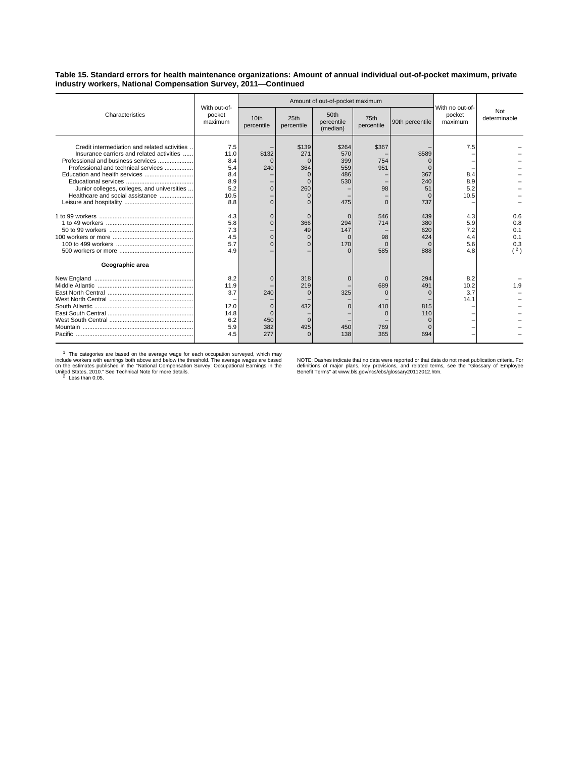**Table 15. Standard errors for health maintenance organizations: Amount of annual individual out-of-pocket maximum, private industry workers, National Compensation Survey, 2011—Continued**

| Characteristics | With out-of-pocket maximum | Amount of out-of-pocket maximum | | | | | With no out-of-pocket maximum | Not determinable |
|---|---|---|---|---|---|---|---|---|
| | | 10th percentile | 25th percentile | 50th percentile (median) | 75th percentile | 90th percentile | | |
| Credit intermediation and related activities | 7.5 | – | $139 | $264 | $367 | – | 7.5 | – |
| Insurance carriers and related activities | 11.0 | $132 | 271 | 570 | – | $589 | – | – |
| Professional and business services | 8.4 | 0 | 0 | 399 | 754 | 0 | – | – |
| Professional and technical services | 5.4 | 240 | 364 | 559 | 951 | 0 | – | – |
| Education and health services | 8.4 | – | 0 | 486 | – | 367 | 8.4 | – |
| Educational services | 8.9 | – | 0 | 530 | – | 240 | 8.9 | – |
| Junior colleges, colleges, and universities | 5.2 | 0 | 260 | – | 98 | 51 | 5.2 | – |
| Healthcare and social assistance | 10.5 | – | 0 | – | – | 0 | 10.5 | – |
| Leisure and hospitality | 8.8 | 0 | 0 | 475 | 0 | 737 | – | – |
| 1 to 99 workers | 4.3 | 0 | 0 | 0 | 546 | 439 | 4.3 | 0.6 |
| 1 to 49 workers | 5.8 | 0 | 366 | 294 | 714 | 380 | 5.9 | 0.8 |
| 50 to 99 workers | 7.3 | – | 49 | 147 | – | 620 | 7.2 | 0.1 |
| 100 workers or more | 4.5 | 0 | 0 | 0 | 98 | 424 | 4.4 | 0.1 |
| 100 to 499 workers | 5.7 | 0 | 0 | 170 | 0 | 0 | 5.6 | 0.3 |
| 500 workers or more | 4.9 | – | – | 0 | 585 | 888 | 4.8 | ([2]) |
| **Geographic area** | | | | | | | | |
| New England | 8.2 | 0 | 318 | 0 | 0 | 294 | 8.2 | – |
| Middle Atlantic | 11.9 | – | 219 | – | 689 | 491 | 10.2 | 1.9 |
| East North Central | 3.7 | 240 | 0 | 325 | 0 | 0 | 3.7 | – |
| West North Central | – | – | – | – | – | – | 14.1 | – |
| South Atlantic | 12.0 | 0 | 432 | 0 | 410 | 815 | – | – |
| East South Central | 14.8 | 0 | – | – | 0 | 110 | – | – |
| West South Central | 6.2 | 450 | 0 | – | – | 0 | – | – |
| Mountain | 5.9 | 382 | 495 | 450 | 769 | 0 | – | – |
| Pacific | 4.5 | 277 | 0 | 138 | 365 | 694 | – | – |

[1] The categories are based on the average wage for each occupation surveyed, which may include workers with earnings both above and below the threshold. The average wages are based on the estimates published in the "National Compensation Survey: Occupational Earnings in the United States, 2010." See Technical Note for more details.
[2] Less than 0.05.

NOTE: Dashes indicate that no data were reported or that data do not meet publication criteria. For definitions of major plans, key provisions, and related terms, see the "Glossary of Employee Benefit Terms" at www.bls.gov/ncs/ebs/glossary20112012.htm.